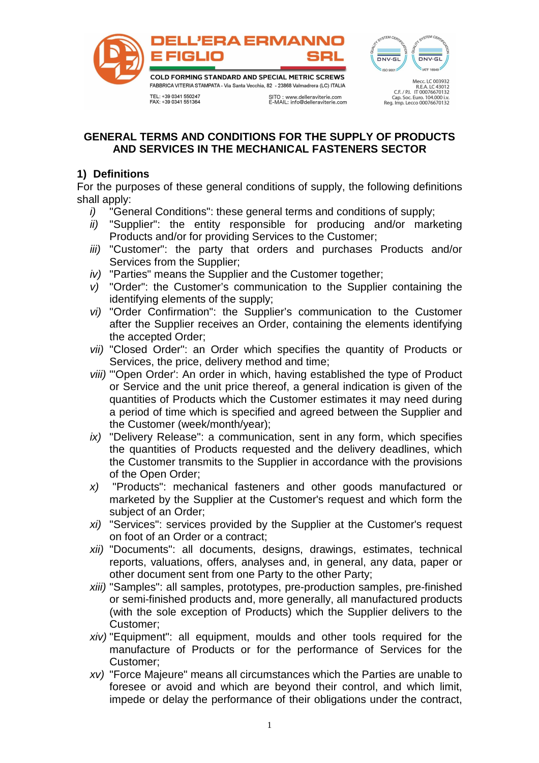DELL'ERA ERMANNO E FIGLIO SRL

COLD FORMING STANDARD AND SPECIAL METRIC SCREWS

FABBRICA VITERIA STAMPATA - Via Santa Vecchia, 82 - 23868 Valmadrera (LC) ITALIA

TEL: +39 0341 550247
FAX: +39 0341 551364

SITO : www.delleraviterie.com
E-MAIL: info@delleraviterie.com

Mecc. LC 003932
R.E.A. LC 43012
C.F. / P.I. IT 00076670132
Cap. Soc. Euro. 104.000 i.v.
Reg. Imp. Lecco 00076670132

# GENERAL TERMS AND CONDITIONS FOR THE SUPPLY OF PRODUCTS AND SERVICES IN THE MECHANICAL FASTENERS SECTOR

## 1) Definitions

For the purposes of these general conditions of supply, the following definitions shall apply:

- *i)* "General Conditions": these general terms and conditions of supply;
- *ii)* "Supplier": the entity responsible for producing and/or marketing Products and/or for providing Services to the Customer;
- *iii)* "Customer": the party that orders and purchases Products and/or Services from the Supplier;
- *iv)* "Parties" means the Supplier and the Customer together;
- *v)* "Order": the Customer's communication to the Supplier containing the identifying elements of the supply;
- *vi)* "Order Confirmation": the Supplier's communication to the Customer after the Supplier receives an Order, containing the elements identifying the accepted Order;
- *vii)* "Closed Order": an Order which specifies the quantity of Products or Services, the price, delivery method and time;
- *viii)* "'Open Order': An order in which, having established the type of Product or Service and the unit price thereof, a general indication is given of the quantities of Products which the Customer estimates it may need during a period of time which is specified and agreed between the Supplier and the Customer (week/month/year);
- *ix)* "Delivery Release": a communication, sent in any form, which specifies the quantities of Products requested and the delivery deadlines, which the Customer transmits to the Supplier in accordance with the provisions of the Open Order;
- *x)* "Products": mechanical fasteners and other goods manufactured or marketed by the Supplier at the Customer's request and which form the subject of an Order;
- *xi)* "Services": services provided by the Supplier at the Customer's request on foot of an Order or a contract;
- *xii)* "Documents": all documents, designs, drawings, estimates, technical reports, valuations, offers, analyses and, in general, any data, paper or other document sent from one Party to the other Party;
- *xiii)* "Samples": all samples, prototypes, pre-production samples, pre-finished or semi-finished products and, more generally, all manufactured products (with the sole exception of Products) which the Supplier delivers to the Customer;
- *xiv)* "Equipment": all equipment, moulds and other tools required for the manufacture of Products or for the performance of Services for the Customer;
- *xv)* "Force Majeure" means all circumstances which the Parties are unable to foresee or avoid and which are beyond their control, and which limit, impede or delay the performance of their obligations under the contract,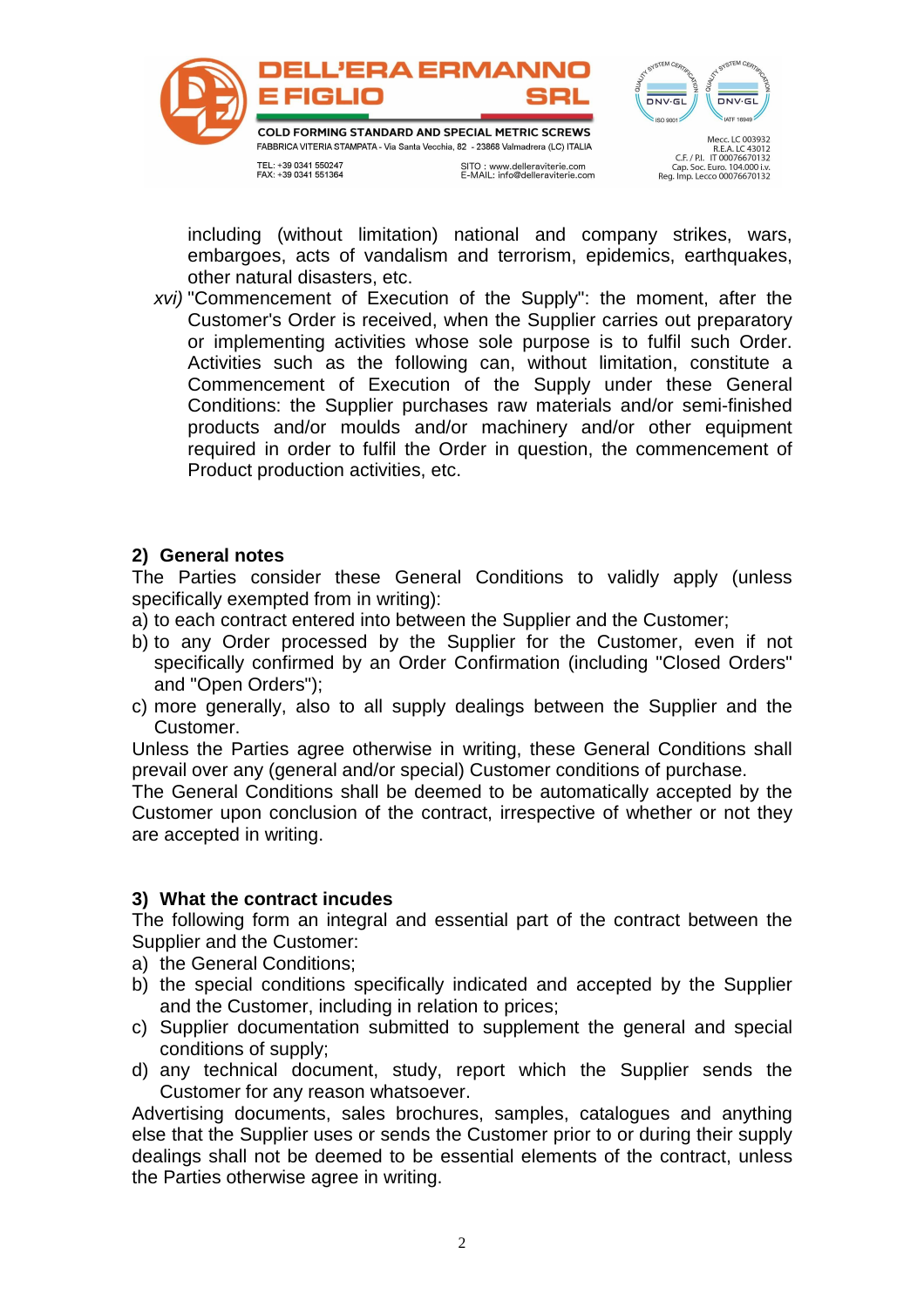including (without limitation) national and company strikes, wars, embargoes, acts of vandalism and terrorism, epidemics, earthquakes, other natural disasters, etc.

*xvi)* "Commencement of Execution of the Supply": the moment, after the Customer's Order is received, when the Supplier carries out preparatory or implementing activities whose sole purpose is to fulfil such Order. Activities such as the following can, without limitation, constitute a Commencement of Execution of the Supply under these General Conditions: the Supplier purchases raw materials and/or semi-finished products and/or moulds and/or machinery and/or other equipment required in order to fulfil the Order in question, the commencement of Product production activities, etc.

## 2) General notes

The Parties consider these General Conditions to validly apply (unless specifically exempted from in writing):

a) to each contract entered into between the Supplier and the Customer;
b) to any Order processed by the Supplier for the Customer, even if not specifically confirmed by an Order Confirmation (including "Closed Orders" and "Open Orders");
c) more generally, also to all supply dealings between the Supplier and the Customer.

Unless the Parties agree otherwise in writing, these General Conditions shall prevail over any (general and/or special) Customer conditions of purchase.
The General Conditions shall be deemed to be automatically accepted by the Customer upon conclusion of the contract, irrespective of whether or not they are accepted in writing.

## 3) What the contract incudes

The following form an integral and essential part of the contract between the Supplier and the Customer:

a) the General Conditions;
b) the special conditions specifically indicated and accepted by the Supplier and the Customer, including in relation to prices;
c) Supplier documentation submitted to supplement the general and special conditions of supply;
d) any technical document, study, report which the Supplier sends the Customer for any reason whatsoever.

Advertising documents, sales brochures, samples, catalogues and anything else that the Supplier uses or sends the Customer prior to or during their supply dealings shall not be deemed to be essential elements of the contract, unless the Parties otherwise agree in writing.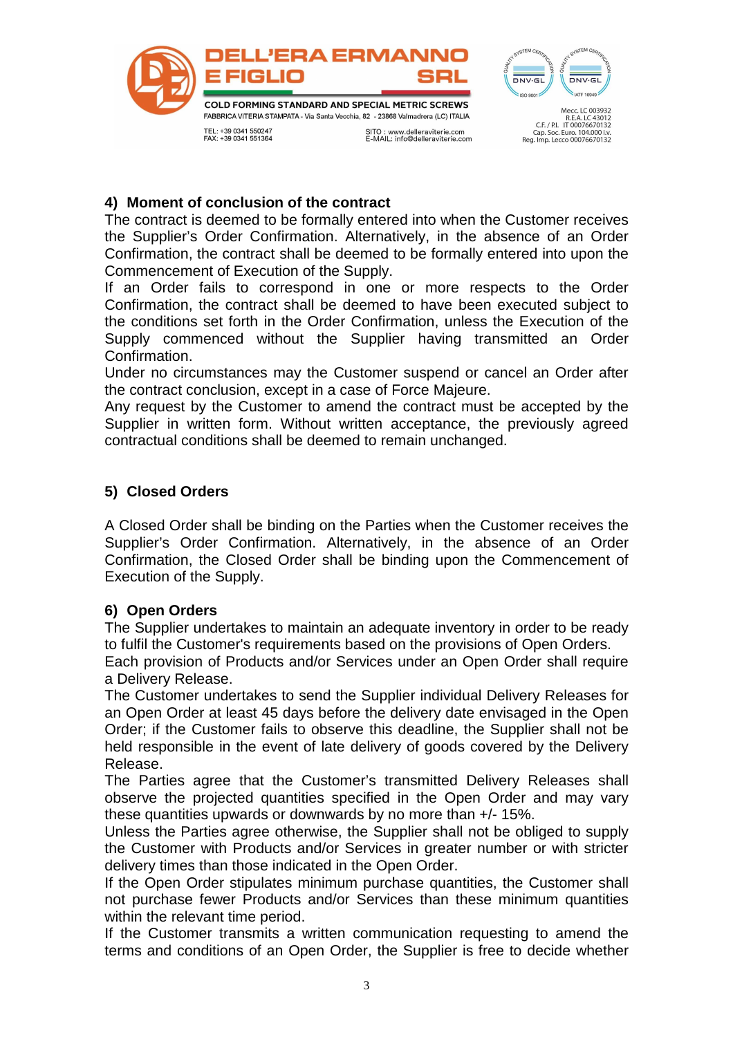## 4) Moment of conclusion of the contract

The contract is deemed to be formally entered into when the Customer receives the Supplier's Order Confirmation. Alternatively, in the absence of an Order Confirmation, the contract shall be deemed to be formally entered into upon the Commencement of Execution of the Supply.

If an Order fails to correspond in one or more respects to the Order Confirmation, the contract shall be deemed to have been executed subject to the conditions set forth in the Order Confirmation, unless the Execution of the Supply commenced without the Supplier having transmitted an Order Confirmation.

Under no circumstances may the Customer suspend or cancel an Order after the contract conclusion, except in a case of Force Majeure.

Any request by the Customer to amend the contract must be accepted by the Supplier in written form. Without written acceptance, the previously agreed contractual conditions shall be deemed to remain unchanged.

## 5) Closed Orders

A Closed Order shall be binding on the Parties when the Customer receives the Supplier's Order Confirmation. Alternatively, in the absence of an Order Confirmation, the Closed Order shall be binding upon the Commencement of Execution of the Supply.

## 6) Open Orders

The Supplier undertakes to maintain an adequate inventory in order to be ready to fulfil the Customer's requirements based on the provisions of Open Orders.

Each provision of Products and/or Services under an Open Order shall require a Delivery Release.

The Customer undertakes to send the Supplier individual Delivery Releases for an Open Order at least 45 days before the delivery date envisaged in the Open Order; if the Customer fails to observe this deadline, the Supplier shall not be held responsible in the event of late delivery of goods covered by the Delivery Release.

The Parties agree that the Customer's transmitted Delivery Releases shall observe the projected quantities specified in the Open Order and may vary these quantities upwards or downwards by no more than +/- 15%.

Unless the Parties agree otherwise, the Supplier shall not be obliged to supply the Customer with Products and/or Services in greater number or with stricter delivery times than those indicated in the Open Order.

If the Open Order stipulates minimum purchase quantities, the Customer shall not purchase fewer Products and/or Services than these minimum quantities within the relevant time period.

If the Customer transmits a written communication requesting to amend the terms and conditions of an Open Order, the Supplier is free to decide whether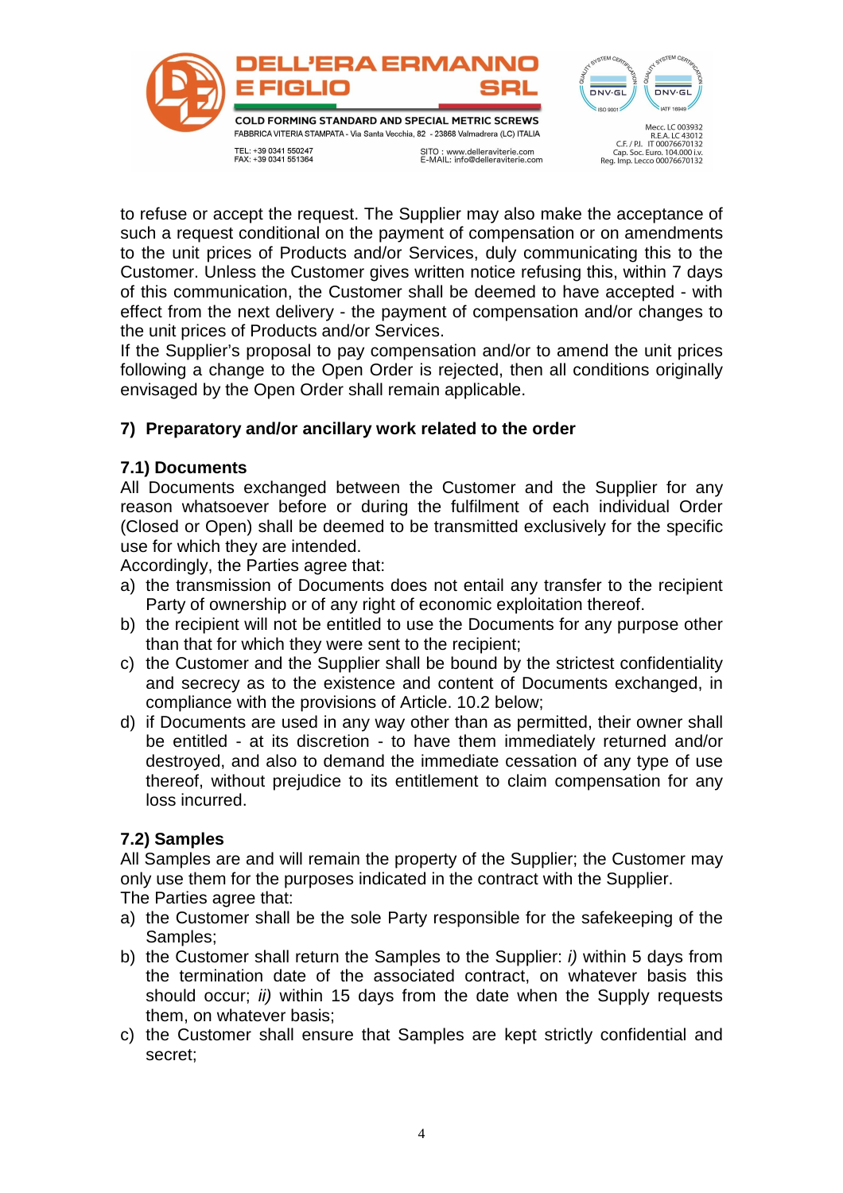to refuse or accept the request. The Supplier may also make the acceptance of such a request conditional on the payment of compensation or on amendments to the unit prices of Products and/or Services, duly communicating this to the Customer. Unless the Customer gives written notice refusing this, within 7 days of this communication, the Customer shall be deemed to have accepted - with effect from the next delivery - the payment of compensation and/or changes to the unit prices of Products and/or Services.

If the Supplier's proposal to pay compensation and/or to amend the unit prices following a change to the Open Order is rejected, then all conditions originally envisaged by the Open Order shall remain applicable.

## 7) Preparatory and/or ancillary work related to the order

### 7.1) Documents

All Documents exchanged between the Customer and the Supplier for any reason whatsoever before or during the fulfilment of each individual Order (Closed or Open) shall be deemed to be transmitted exclusively for the specific use for which they are intended.

Accordingly, the Parties agree that:

a) the transmission of Documents does not entail any transfer to the recipient Party of ownership or of any right of economic exploitation thereof.
b) the recipient will not be entitled to use the Documents for any purpose other than that for which they were sent to the recipient;
c) the Customer and the Supplier shall be bound by the strictest confidentiality and secrecy as to the existence and content of Documents exchanged, in compliance with the provisions of Article. 10.2 below;
d) if Documents are used in any way other than as permitted, their owner shall be entitled - at its discretion - to have them immediately returned and/or destroyed, and also to demand the immediate cessation of any type of use thereof, without prejudice to its entitlement to claim compensation for any loss incurred.

### 7.2) Samples

All Samples are and will remain the property of the Supplier; the Customer may only use them for the purposes indicated in the contract with the Supplier.

The Parties agree that:

a) the Customer shall be the sole Party responsible for the safekeeping of the Samples;
b) the Customer shall return the Samples to the Supplier: *i)* within 5 days from the termination date of the associated contract, on whatever basis this should occur; *ii)* within 15 days from the date when the Supply requests them, on whatever basis;
c) the Customer shall ensure that Samples are kept strictly confidential and secret;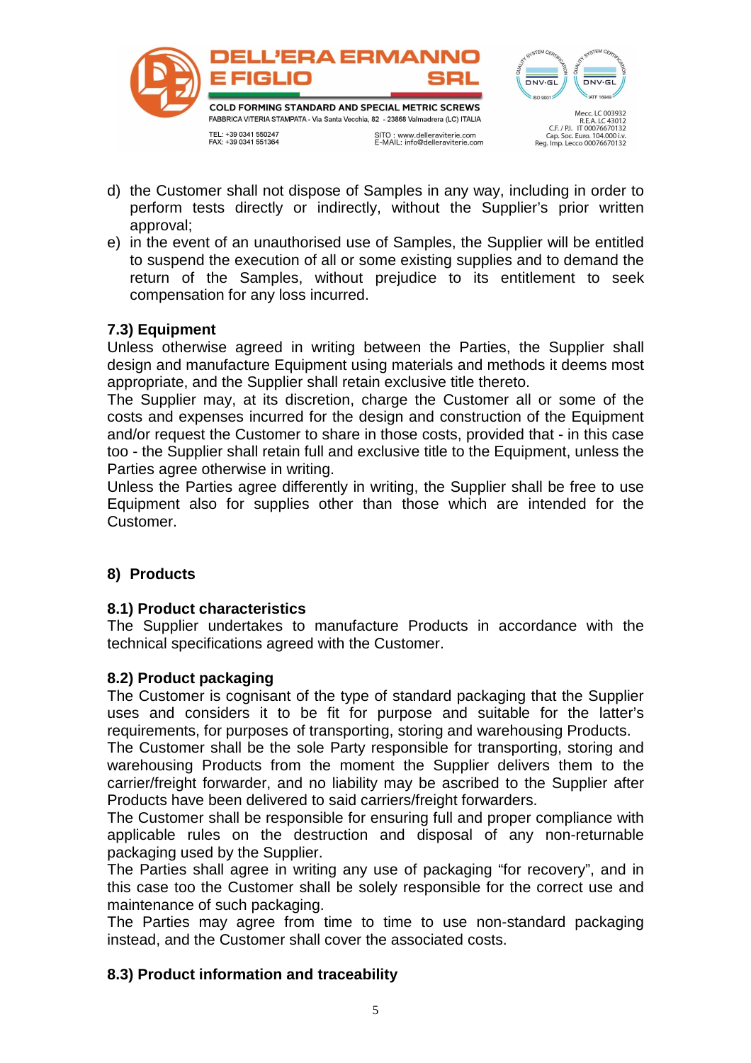d) the Customer shall not dispose of Samples in any way, including in order to perform tests directly or indirectly, without the Supplier's prior written approval;
e) in the event of an unauthorised use of Samples, the Supplier will be entitled to suspend the execution of all or some existing supplies and to demand the return of the Samples, without prejudice to its entitlement to seek compensation for any loss incurred.

### 7.3) Equipment

Unless otherwise agreed in writing between the Parties, the Supplier shall design and manufacture Equipment using materials and methods it deems most appropriate, and the Supplier shall retain exclusive title thereto.
The Supplier may, at its discretion, charge the Customer all or some of the costs and expenses incurred for the design and construction of the Equipment and/or request the Customer to share in those costs, provided that - in this case too - the Supplier shall retain full and exclusive title to the Equipment, unless the Parties agree otherwise in writing.
Unless the Parties agree differently in writing, the Supplier shall be free to use Equipment also for supplies other than those which are intended for the Customer.

## 8) Products

### 8.1) Product characteristics

The Supplier undertakes to manufacture Products in accordance with the technical specifications agreed with the Customer.

### 8.2) Product packaging

The Customer is cognisant of the type of standard packaging that the Supplier uses and considers it to be fit for purpose and suitable for the latter's requirements, for purposes of transporting, storing and warehousing Products.
The Customer shall be the sole Party responsible for transporting, storing and warehousing Products from the moment the Supplier delivers them to the carrier/freight forwarder, and no liability may be ascribed to the Supplier after Products have been delivered to said carriers/freight forwarders.
The Customer shall be responsible for ensuring full and proper compliance with applicable rules on the destruction and disposal of any non-returnable packaging used by the Supplier.
The Parties shall agree in writing any use of packaging "for recovery", and in this case too the Customer shall be solely responsible for the correct use and maintenance of such packaging.
The Parties may agree from time to time to use non-standard packaging instead, and the Customer shall cover the associated costs.

### 8.3) Product information and traceability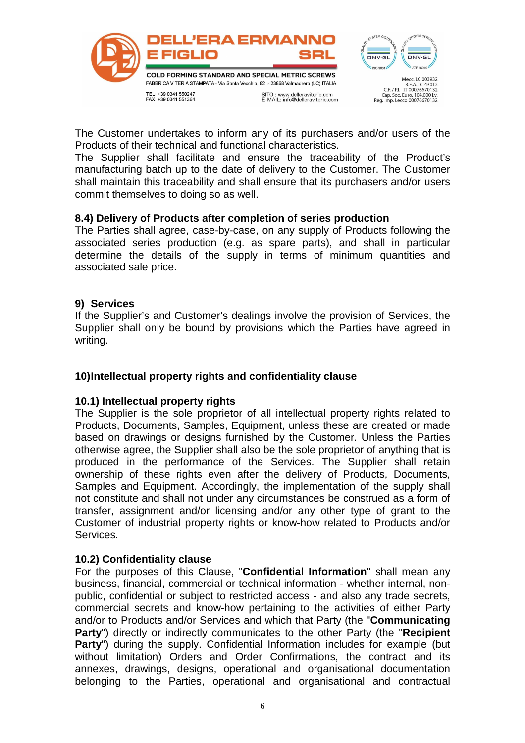The Customer undertakes to inform any of its purchasers and/or users of the Products of their technical and functional characteristics.
The Supplier shall facilitate and ensure the traceability of the Product's manufacturing batch up to the date of delivery to the Customer. The Customer shall maintain this traceability and shall ensure that its purchasers and/or users commit themselves to doing so as well.

### 8.4) Delivery of Products after completion of series production

The Parties shall agree, case-by-case, on any supply of Products following the associated series production (e.g. as spare parts), and shall in particular determine the details of the supply in terms of minimum quantities and associated sale price.

## 9) Services

If the Supplier's and Customer's dealings involve the provision of Services, the Supplier shall only be bound by provisions which the Parties have agreed in writing.

## 10)Intellectual property rights and confidentiality clause

### 10.1) Intellectual property rights

The Supplier is the sole proprietor of all intellectual property rights related to Products, Documents, Samples, Equipment, unless these are created or made based on drawings or designs furnished by the Customer. Unless the Parties otherwise agree, the Supplier shall also be the sole proprietor of anything that is produced in the performance of the Services. The Supplier shall retain ownership of these rights even after the delivery of Products, Documents, Samples and Equipment. Accordingly, the implementation of the supply shall not constitute and shall not under any circumstances be construed as a form of transfer, assignment and/or licensing and/or any other type of grant to the Customer of industrial property rights or know-how related to Products and/or Services.

### 10.2) Confidentiality clause

For the purposes of this Clause, "**Confidential Information**" shall mean any business, financial, commercial or technical information - whether internal, non-public, confidential or subject to restricted access - and also any trade secrets, commercial secrets and know-how pertaining to the activities of either Party and/or to Products and/or Services and which that Party (the "**Communicating Party**") directly or indirectly communicates to the other Party (the "**Recipient Party**") during the supply. Confidential Information includes for example (but without limitation) Orders and Order Confirmations, the contract and its annexes, drawings, designs, operational and organisational documentation belonging to the Parties, operational and organisational and contractual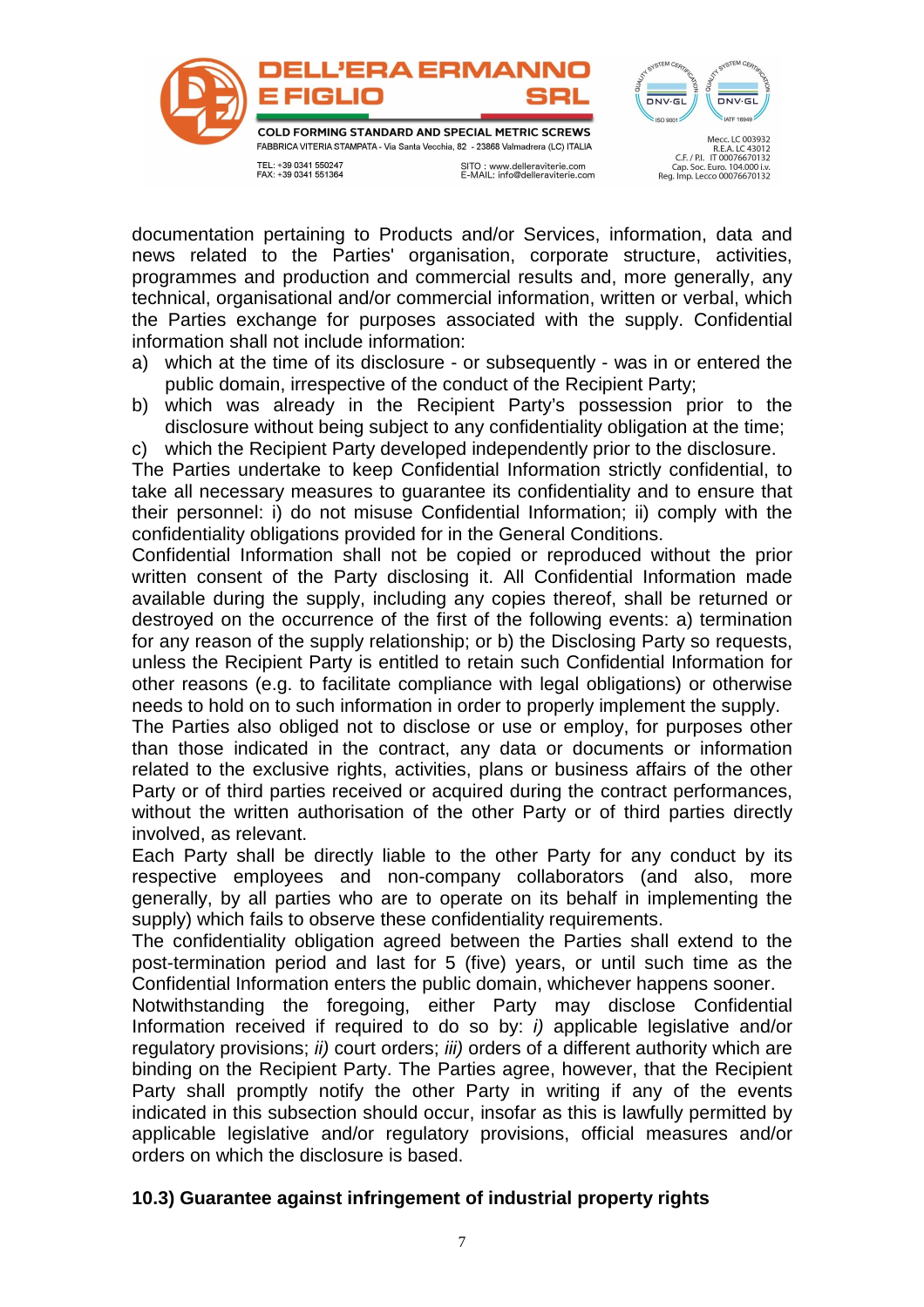documentation pertaining to Products and/or Services, information, data and news related to the Parties' organisation, corporate structure, activities, programmes and production and commercial results and, more generally, any technical, organisational and/or commercial information, written or verbal, which the Parties exchange for purposes associated with the supply. Confidential information shall not include information:

a) which at the time of its disclosure - or subsequently - was in or entered the public domain, irrespective of the conduct of the Recipient Party;
b) which was already in the Recipient Party's possession prior to the disclosure without being subject to any confidentiality obligation at the time;
c) which the Recipient Party developed independently prior to the disclosure.

The Parties undertake to keep Confidential Information strictly confidential, to take all necessary measures to guarantee its confidentiality and to ensure that their personnel: i) do not misuse Confidential Information; ii) comply with the confidentiality obligations provided for in the General Conditions.

Confidential Information shall not be copied or reproduced without the prior written consent of the Party disclosing it. All Confidential Information made available during the supply, including any copies thereof, shall be returned or destroyed on the occurrence of the first of the following events: a) termination for any reason of the supply relationship; or b) the Disclosing Party so requests, unless the Recipient Party is entitled to retain such Confidential Information for other reasons (e.g. to facilitate compliance with legal obligations) or otherwise needs to hold on to such information in order to properly implement the supply.

The Parties also obliged not to disclose or use or employ, for purposes other than those indicated in the contract, any data or documents or information related to the exclusive rights, activities, plans or business affairs of the other Party or of third parties received or acquired during the contract performances, without the written authorisation of the other Party or of third parties directly involved, as relevant.

Each Party shall be directly liable to the other Party for any conduct by its respective employees and non-company collaborators (and also, more generally, by all parties who are to operate on its behalf in implementing the supply) which fails to observe these confidentiality requirements.

The confidentiality obligation agreed between the Parties shall extend to the post-termination period and last for 5 (five) years, or until such time as the Confidential Information enters the public domain, whichever happens sooner.

Notwithstanding the foregoing, either Party may disclose Confidential Information received if required to do so by: *i)* applicable legislative and/or regulatory provisions; *ii)* court orders; *iii)* orders of a different authority which are binding on the Recipient Party. The Parties agree, however, that the Recipient Party shall promptly notify the other Party in writing if any of the events indicated in this subsection should occur, insofar as this is lawfully permitted by applicable legislative and/or regulatory provisions, official measures and/or orders on which the disclosure is based.

**10.3) Guarantee against infringement of industrial property rights**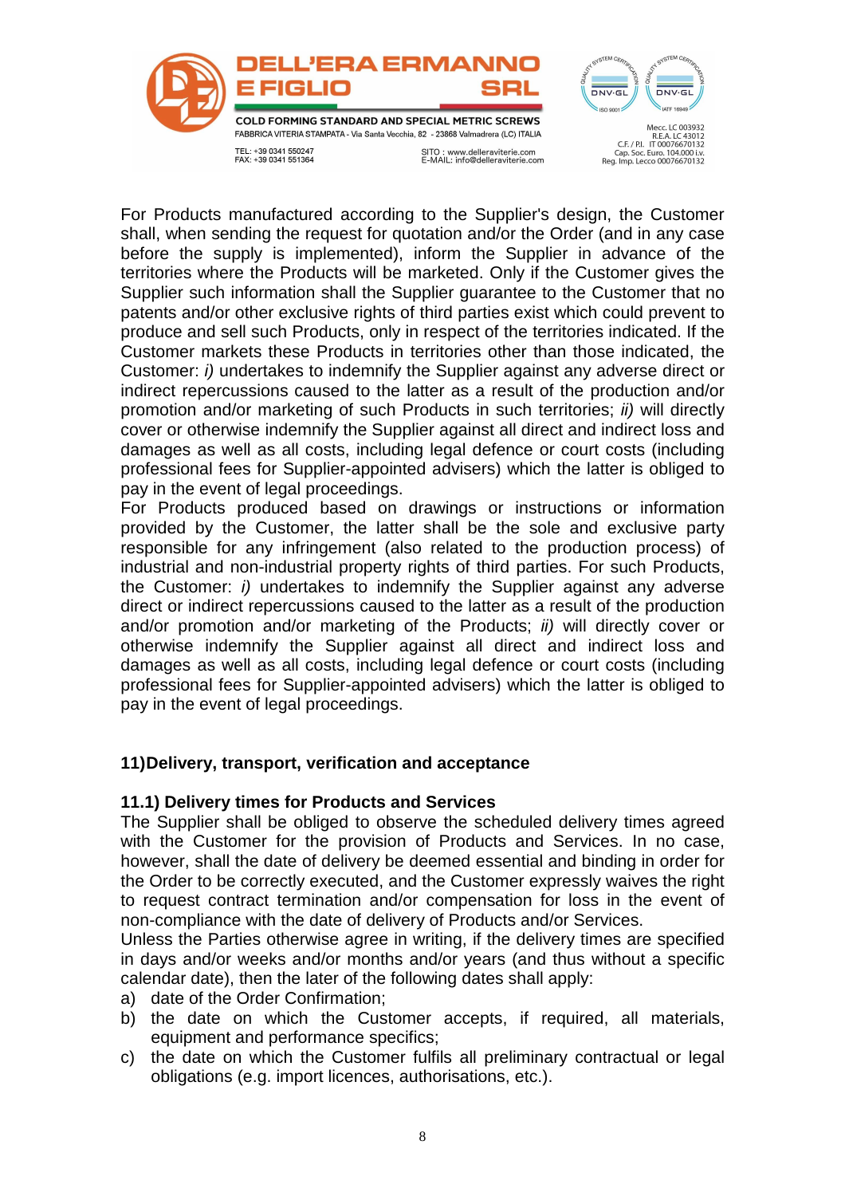For Products manufactured according to the Supplier's design, the Customer shall, when sending the request for quotation and/or the Order (and in any case before the supply is implemented), inform the Supplier in advance of the territories where the Products will be marketed. Only if the Customer gives the Supplier such information shall the Supplier guarantee to the Customer that no patents and/or other exclusive rights of third parties exist which could prevent to produce and sell such Products, only in respect of the territories indicated. If the Customer markets these Products in territories other than those indicated, the Customer: *i)* undertakes to indemnify the Supplier against any adverse direct or indirect repercussions caused to the latter as a result of the production and/or promotion and/or marketing of such Products in such territories; *ii)* will directly cover or otherwise indemnify the Supplier against all direct and indirect loss and damages as well as all costs, including legal defence or court costs (including professional fees for Supplier-appointed advisers) which the latter is obliged to pay in the event of legal proceedings.
For Products produced based on drawings or instructions or information provided by the Customer, the latter shall be the sole and exclusive party responsible for any infringement (also related to the production process) of industrial and non-industrial property rights of third parties. For such Products, the Customer: *i)* undertakes to indemnify the Supplier against any adverse direct or indirect repercussions caused to the latter as a result of the production and/or promotion and/or marketing of the Products; *ii)* will directly cover or otherwise indemnify the Supplier against all direct and indirect loss and damages as well as all costs, including legal defence or court costs (including professional fees for Supplier-appointed advisers) which the latter is obliged to pay in the event of legal proceedings.

## 11)Delivery, transport, verification and acceptance

### 11.1) Delivery times for Products and Services

The Supplier shall be obliged to observe the scheduled delivery times agreed with the Customer for the provision of Products and Services. In no case, however, shall the date of delivery be deemed essential and binding in order for the Order to be correctly executed, and the Customer expressly waives the right to request contract termination and/or compensation for loss in the event of non-compliance with the date of delivery of Products and/or Services.
Unless the Parties otherwise agree in writing, if the delivery times are specified in days and/or weeks and/or months and/or years (and thus without a specific calendar date), then the later of the following dates shall apply:

a) date of the Order Confirmation;
b) the date on which the Customer accepts, if required, all materials, equipment and performance specifics;
c) the date on which the Customer fulfils all preliminary contractual or legal obligations (e.g. import licences, authorisations, etc.).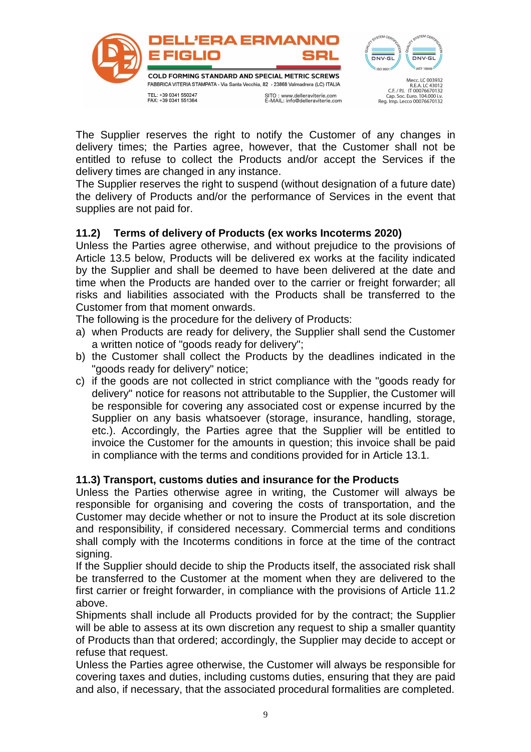The Supplier reserves the right to notify the Customer of any changes in delivery times; the Parties agree, however, that the Customer shall not be entitled to refuse to collect the Products and/or accept the Services if the delivery times are changed in any instance.
The Supplier reserves the right to suspend (without designation of a future date) the delivery of Products and/or the performance of Services in the event that supplies are not paid for.

### 11.2) Terms of delivery of Products (ex works Incoterms 2020)

Unless the Parties agree otherwise, and without prejudice to the provisions of Article 13.5 below, Products will be delivered ex works at the facility indicated by the Supplier and shall be deemed to have been delivered at the date and time when the Products are handed over to the carrier or freight forwarder; all risks and liabilities associated with the Products shall be transferred to the Customer from that moment onwards.
The following is the procedure for the delivery of Products:

a) when Products are ready for delivery, the Supplier shall send the Customer a written notice of "goods ready for delivery";
b) the Customer shall collect the Products by the deadlines indicated in the "goods ready for delivery" notice;
c) if the goods are not collected in strict compliance with the "goods ready for delivery" notice for reasons not attributable to the Supplier, the Customer will be responsible for covering any associated cost or expense incurred by the Supplier on any basis whatsoever (storage, insurance, handling, storage, etc.). Accordingly, the Parties agree that the Supplier will be entitled to invoice the Customer for the amounts in question; this invoice shall be paid in compliance with the terms and conditions provided for in Article 13.1.

### 11.3) Transport, customs duties and insurance for the Products

Unless the Parties otherwise agree in writing, the Customer will always be responsible for organising and covering the costs of transportation, and the Customer may decide whether or not to insure the Product at its sole discretion and responsibility, if considered necessary. Commercial terms and conditions shall comply with the Incoterms conditions in force at the time of the contract signing.
If the Supplier should decide to ship the Products itself, the associated risk shall be transferred to the Customer at the moment when they are delivered to the first carrier or freight forwarder, in compliance with the provisions of Article 11.2 above.
Shipments shall include all Products provided for by the contract; the Supplier will be able to assess at its own discretion any request to ship a smaller quantity of Products than that ordered; accordingly, the Supplier may decide to accept or refuse that request.
Unless the Parties agree otherwise, the Customer will always be responsible for covering taxes and duties, including customs duties, ensuring that they are paid and also, if necessary, that the associated procedural formalities are completed.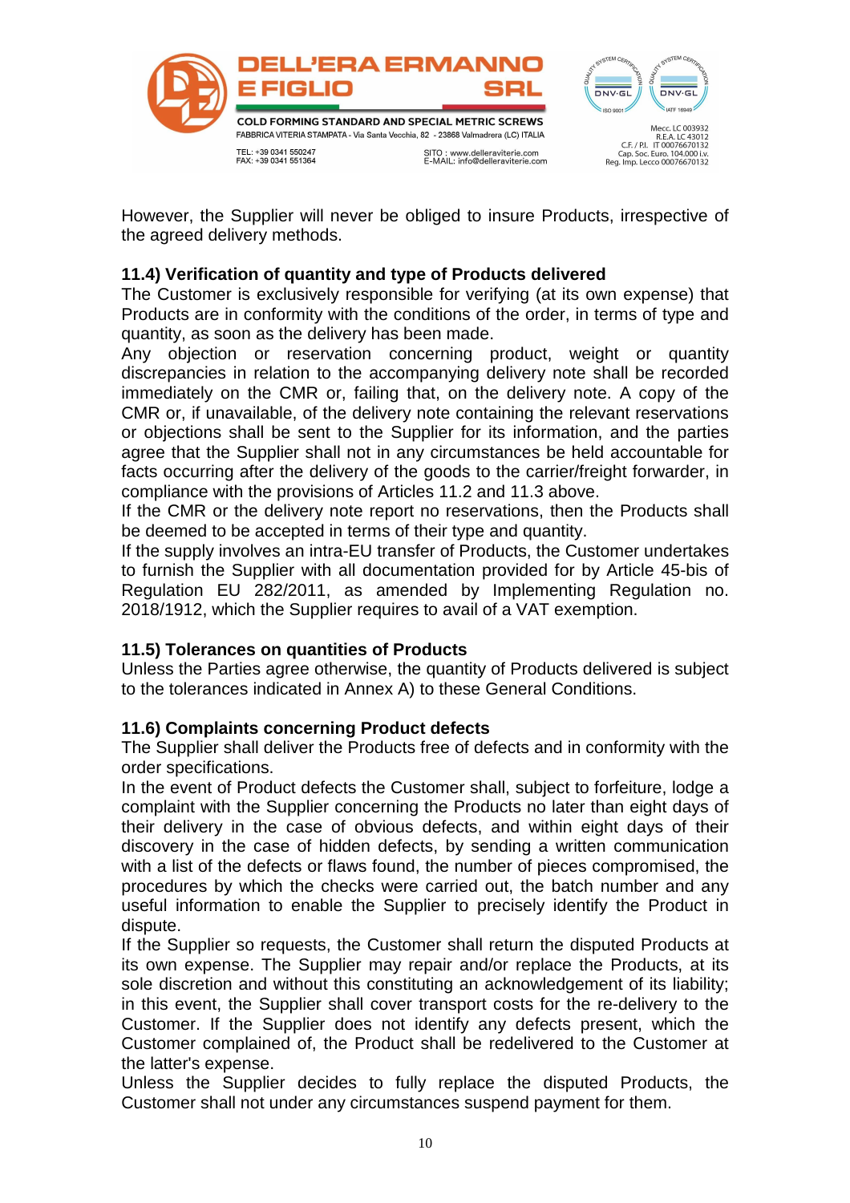However, the Supplier will never be obliged to insure Products, irrespective of the agreed delivery methods.

### 11.4) Verification of quantity and type of Products delivered

The Customer is exclusively responsible for verifying (at its own expense) that Products are in conformity with the conditions of the order, in terms of type and quantity, as soon as the delivery has been made.

Any objection or reservation concerning product, weight or quantity discrepancies in relation to the accompanying delivery note shall be recorded immediately on the CMR or, failing that, on the delivery note. A copy of the CMR or, if unavailable, of the delivery note containing the relevant reservations or objections shall be sent to the Supplier for its information, and the parties agree that the Supplier shall not in any circumstances be held accountable for facts occurring after the delivery of the goods to the carrier/freight forwarder, in compliance with the provisions of Articles 11.2 and 11.3 above.

If the CMR or the delivery note report no reservations, then the Products shall be deemed to be accepted in terms of their type and quantity.

If the supply involves an intra-EU transfer of Products, the Customer undertakes to furnish the Supplier with all documentation provided for by Article 45-bis of Regulation EU 282/2011, as amended by Implementing Regulation no. 2018/1912, which the Supplier requires to avail of a VAT exemption.

### 11.5) Tolerances on quantities of Products

Unless the Parties agree otherwise, the quantity of Products delivered is subject to the tolerances indicated in Annex A) to these General Conditions.

### 11.6) Complaints concerning Product defects

The Supplier shall deliver the Products free of defects and in conformity with the order specifications.

In the event of Product defects the Customer shall, subject to forfeiture, lodge a complaint with the Supplier concerning the Products no later than eight days of their delivery in the case of obvious defects, and within eight days of their discovery in the case of hidden defects, by sending a written communication with a list of the defects or flaws found, the number of pieces compromised, the procedures by which the checks were carried out, the batch number and any useful information to enable the Supplier to precisely identify the Product in dispute.

If the Supplier so requests, the Customer shall return the disputed Products at its own expense. The Supplier may repair and/or replace the Products, at its sole discretion and without this constituting an acknowledgement of its liability; in this event, the Supplier shall cover transport costs for the re-delivery to the Customer. If the Supplier does not identify any defects present, which the Customer complained of, the Product shall be redelivered to the Customer at the latter's expense.

Unless the Supplier decides to fully replace the disputed Products, the Customer shall not under any circumstances suspend payment for them.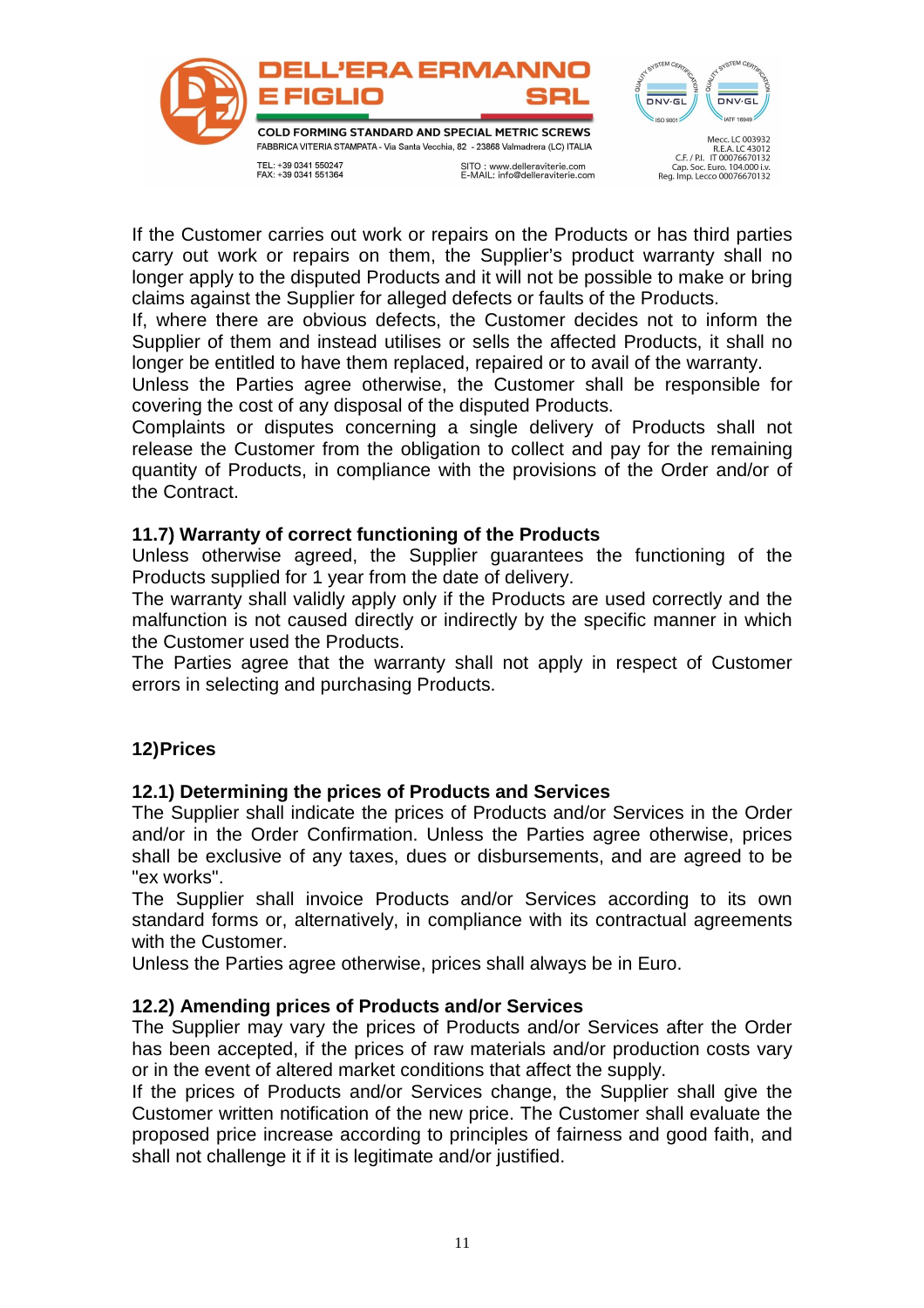If the Customer carries out work or repairs on the Products or has third parties carry out work or repairs on them, the Supplier's product warranty shall no longer apply to the disputed Products and it will not be possible to make or bring claims against the Supplier for alleged defects or faults of the Products.
If, where there are obvious defects, the Customer decides not to inform the Supplier of them and instead utilises or sells the affected Products, it shall no longer be entitled to have them replaced, repaired or to avail of the warranty.
Unless the Parties agree otherwise, the Customer shall be responsible for covering the cost of any disposal of the disputed Products.
Complaints or disputes concerning a single delivery of Products shall not release the Customer from the obligation to collect and pay for the remaining quantity of Products, in compliance with the provisions of the Order and/or of the Contract.

### 11.7) Warranty of correct functioning of the Products

Unless otherwise agreed, the Supplier guarantees the functioning of the Products supplied for 1 year from the date of delivery.
The warranty shall validly apply only if the Products are used correctly and the malfunction is not caused directly or indirectly by the specific manner in which the Customer used the Products.
The Parties agree that the warranty shall not apply in respect of Customer errors in selecting and purchasing Products.

## 12)Prices

### 12.1) Determining the prices of Products and Services

The Supplier shall indicate the prices of Products and/or Services in the Order and/or in the Order Confirmation. Unless the Parties agree otherwise, prices shall be exclusive of any taxes, dues or disbursements, and are agreed to be "ex works".
The Supplier shall invoice Products and/or Services according to its own standard forms or, alternatively, in compliance with its contractual agreements with the Customer.
Unless the Parties agree otherwise, prices shall always be in Euro.

### 12.2) Amending prices of Products and/or Services

The Supplier may vary the prices of Products and/or Services after the Order has been accepted, if the prices of raw materials and/or production costs vary or in the event of altered market conditions that affect the supply.
If the prices of Products and/or Services change, the Supplier shall give the Customer written notification of the new price. The Customer shall evaluate the proposed price increase according to principles of fairness and good faith, and shall not challenge it if it is legitimate and/or justified.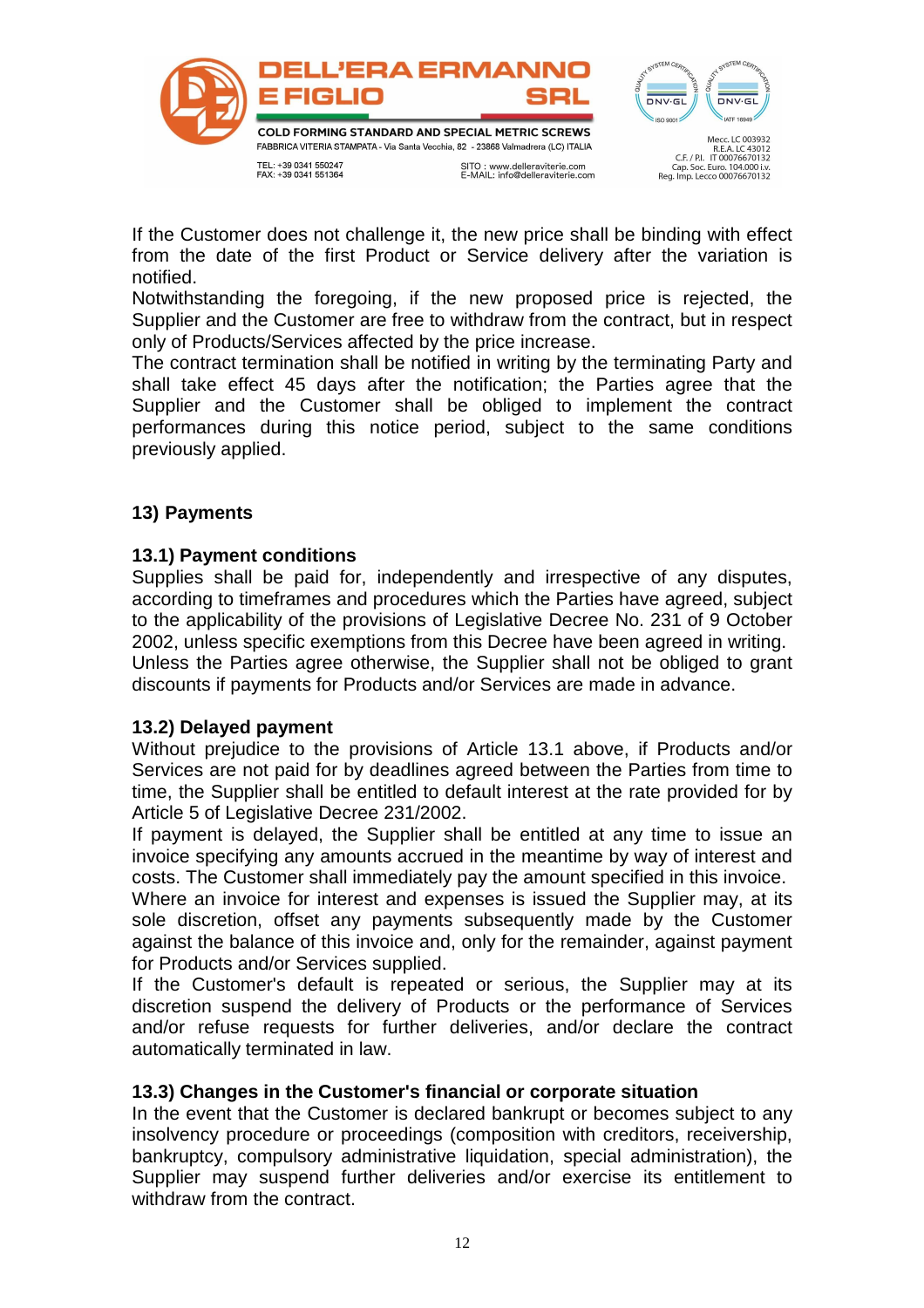If the Customer does not challenge it, the new price shall be binding with effect from the date of the first Product or Service delivery after the variation is notified.
Notwithstanding the foregoing, if the new proposed price is rejected, the Supplier and the Customer are free to withdraw from the contract, but in respect only of Products/Services affected by the price increase.
The contract termination shall be notified in writing by the terminating Party and shall take effect 45 days after the notification; the Parties agree that the Supplier and the Customer shall be obliged to implement the contract performances during this notice period, subject to the same conditions previously applied.

## 13) Payments

### 13.1) Payment conditions

Supplies shall be paid for, independently and irrespective of any disputes, according to timeframes and procedures which the Parties have agreed, subject to the applicability of the provisions of Legislative Decree No. 231 of 9 October 2002, unless specific exemptions from this Decree have been agreed in writing.
Unless the Parties agree otherwise, the Supplier shall not be obliged to grant discounts if payments for Products and/or Services are made in advance.

### 13.2) Delayed payment

Without prejudice to the provisions of Article 13.1 above, if Products and/or Services are not paid for by deadlines agreed between the Parties from time to time, the Supplier shall be entitled to default interest at the rate provided for by Article 5 of Legislative Decree 231/2002.
If payment is delayed, the Supplier shall be entitled at any time to issue an invoice specifying any amounts accrued in the meantime by way of interest and costs. The Customer shall immediately pay the amount specified in this invoice.
Where an invoice for interest and expenses is issued the Supplier may, at its sole discretion, offset any payments subsequently made by the Customer against the balance of this invoice and, only for the remainder, against payment for Products and/or Services supplied.
If the Customer's default is repeated or serious, the Supplier may at its discretion suspend the delivery of Products or the performance of Services and/or refuse requests for further deliveries, and/or declare the contract automatically terminated in law.

### 13.3) Changes in the Customer's financial or corporate situation

In the event that the Customer is declared bankrupt or becomes subject to any insolvency procedure or proceedings (composition with creditors, receivership, bankruptcy, compulsory administrative liquidation, special administration), the Supplier may suspend further deliveries and/or exercise its entitlement to withdraw from the contract.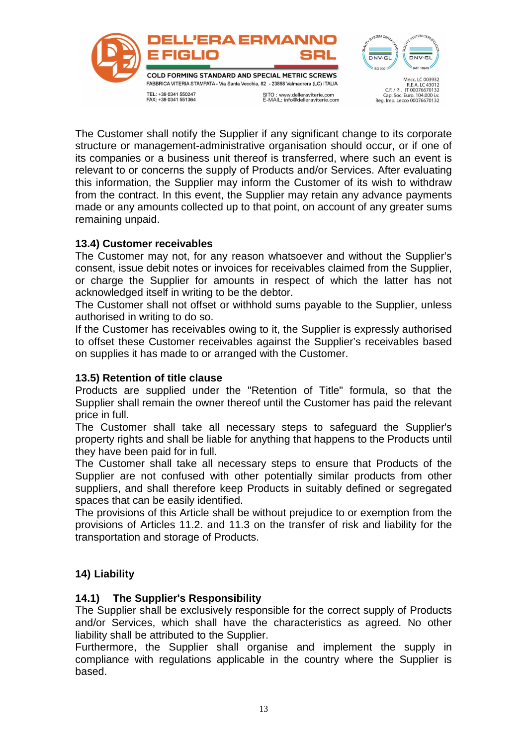The Customer shall notify the Supplier if any significant change to its corporate structure or management-administrative organisation should occur, or if one of its companies or a business unit thereof is transferred, where such an event is relevant to or concerns the supply of Products and/or Services. After evaluating this information, the Supplier may inform the Customer of its wish to withdraw from the contract. In this event, the Supplier may retain any advance payments made or any amounts collected up to that point, on account of any greater sums remaining unpaid.

### 13.4) Customer receivables

The Customer may not, for any reason whatsoever and without the Supplier's consent, issue debit notes or invoices for receivables claimed from the Supplier, or charge the Supplier for amounts in respect of which the latter has not acknowledged itself in writing to be the debtor.
The Customer shall not offset or withhold sums payable to the Supplier, unless authorised in writing to do so.
If the Customer has receivables owing to it, the Supplier is expressly authorised to offset these Customer receivables against the Supplier's receivables based on supplies it has made to or arranged with the Customer.

### 13.5) Retention of title clause

Products are supplied under the "Retention of Title" formula, so that the Supplier shall remain the owner thereof until the Customer has paid the relevant price in full.
The Customer shall take all necessary steps to safeguard the Supplier's property rights and shall be liable for anything that happens to the Products until they have been paid for in full.
The Customer shall take all necessary steps to ensure that Products of the Supplier are not confused with other potentially similar products from other suppliers, and shall therefore keep Products in suitably defined or segregated spaces that can be easily identified.
The provisions of this Article shall be without prejudice to or exemption from the provisions of Articles 11.2. and 11.3 on the transfer of risk and liability for the transportation and storage of Products.

## 14) Liability

### 14.1) The Supplier's Responsibility

The Supplier shall be exclusively responsible for the correct supply of Products and/or Services, which shall have the characteristics as agreed. No other liability shall be attributed to the Supplier.
Furthermore, the Supplier shall organise and implement the supply in compliance with regulations applicable in the country where the Supplier is based.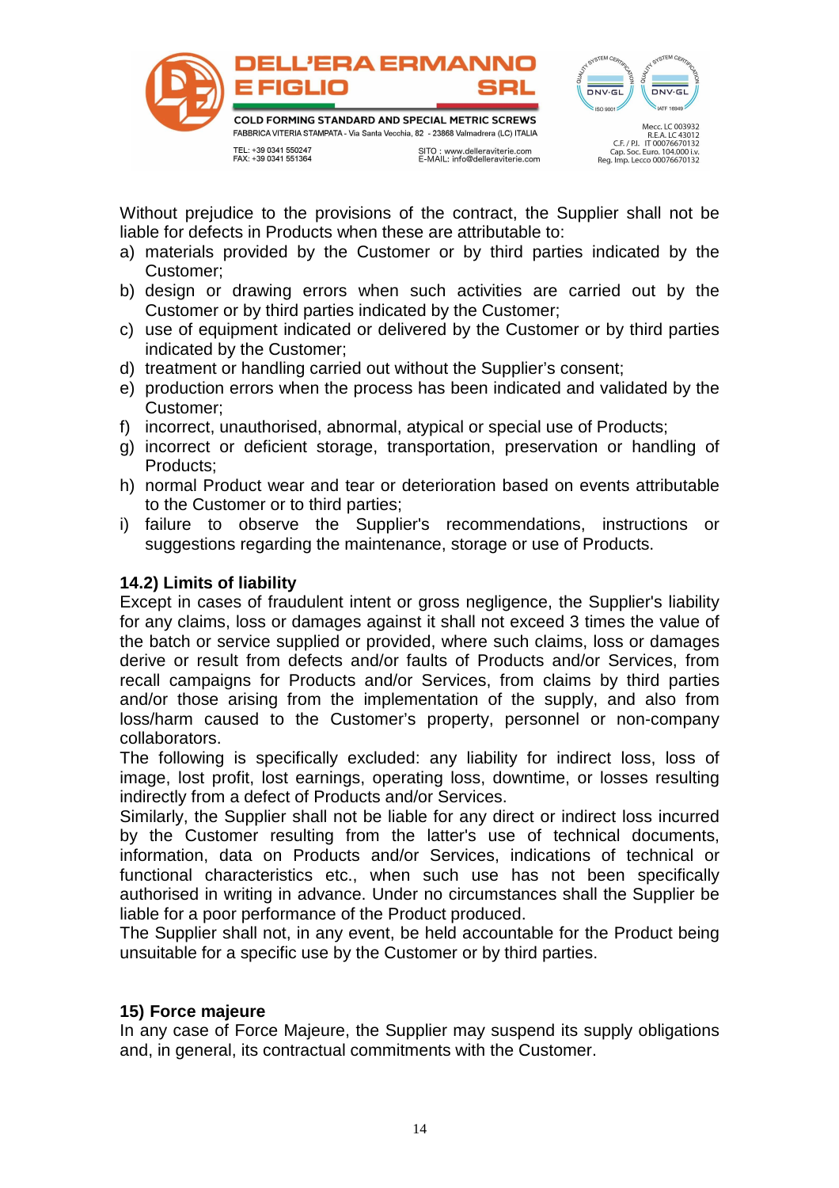Without prejudice to the provisions of the contract, the Supplier shall not be liable for defects in Products when these are attributable to:

a) materials provided by the Customer or by third parties indicated by the Customer;
b) design or drawing errors when such activities are carried out by the Customer or by third parties indicated by the Customer;
c) use of equipment indicated or delivered by the Customer or by third parties indicated by the Customer;
d) treatment or handling carried out without the Supplier's consent;
e) production errors when the process has been indicated and validated by the Customer;
f) incorrect, unauthorised, abnormal, atypical or special use of Products;
g) incorrect or deficient storage, transportation, preservation or handling of Products;
h) normal Product wear and tear or deterioration based on events attributable to the Customer or to third parties;
i) failure to observe the Supplier's recommendations, instructions or suggestions regarding the maintenance, storage or use of Products.

**14.2) Limits of liability**

Except in cases of fraudulent intent or gross negligence, the Supplier's liability for any claims, loss or damages against it shall not exceed 3 times the value of the batch or service supplied or provided, where such claims, loss or damages derive or result from defects and/or faults of Products and/or Services, from recall campaigns for Products and/or Services, from claims by third parties and/or those arising from the implementation of the supply, and also from loss/harm caused to the Customer's property, personnel or non-company collaborators.

The following is specifically excluded: any liability for indirect loss, loss of image, lost profit, lost earnings, operating loss, downtime, or losses resulting indirectly from a defect of Products and/or Services.

Similarly, the Supplier shall not be liable for any direct or indirect loss incurred by the Customer resulting from the latter's use of technical documents, information, data on Products and/or Services, indications of technical or functional characteristics etc., when such use has not been specifically authorised in writing in advance. Under no circumstances shall the Supplier be liable for a poor performance of the Product produced.

The Supplier shall not, in any event, be held accountable for the Product being unsuitable for a specific use by the Customer or by third parties.

**15) Force majeure**

In any case of Force Majeure, the Supplier may suspend its supply obligations and, in general, its contractual commitments with the Customer.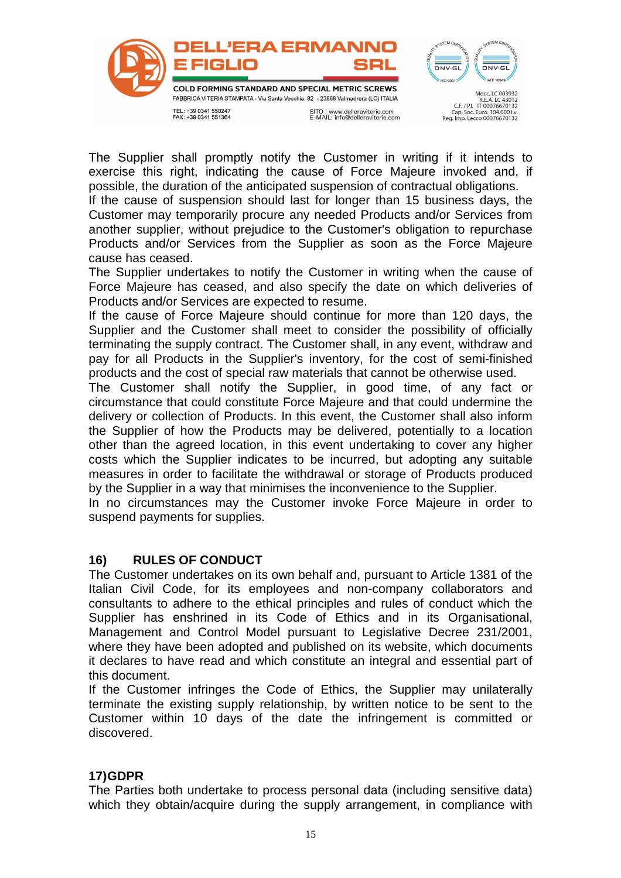The Supplier shall promptly notify the Customer in writing if it intends to exercise this right, indicating the cause of Force Majeure invoked and, if possible, the duration of the anticipated suspension of contractual obligations.
If the cause of suspension should last for longer than 15 business days, the Customer may temporarily procure any needed Products and/or Services from another supplier, without prejudice to the Customer's obligation to repurchase Products and/or Services from the Supplier as soon as the Force Majeure cause has ceased.
The Supplier undertakes to notify the Customer in writing when the cause of Force Majeure has ceased, and also specify the date on which deliveries of Products and/or Services are expected to resume.
If the cause of Force Majeure should continue for more than 120 days, the Supplier and the Customer shall meet to consider the possibility of officially terminating the supply contract. The Customer shall, in any event, withdraw and pay for all Products in the Supplier's inventory, for the cost of semi-finished products and the cost of special raw materials that cannot be otherwise used.
The Customer shall notify the Supplier, in good time, of any fact or circumstance that could constitute Force Majeure and that could undermine the delivery or collection of Products. In this event, the Customer shall also inform the Supplier of how the Products may be delivered, potentially to a location other than the agreed location, in this event undertaking to cover any higher costs which the Supplier indicates to be incurred, but adopting any suitable measures in order to facilitate the withdrawal or storage of Products produced by the Supplier in a way that minimises the inconvenience to the Supplier.
In no circumstances may the Customer invoke Force Majeure in order to suspend payments for supplies.

## 16) RULES OF CONDUCT

The Customer undertakes on its own behalf and, pursuant to Article 1381 of the Italian Civil Code, for its employees and non-company collaborators and consultants to adhere to the ethical principles and rules of conduct which the Supplier has enshrined in its Code of Ethics and in its Organisational, Management and Control Model pursuant to Legislative Decree 231/2001, where they have been adopted and published on its website, which documents it declares to have read and which constitute an integral and essential part of this document.
If the Customer infringes the Code of Ethics, the Supplier may unilaterally terminate the existing supply relationship, by written notice to be sent to the Customer within 10 days of the date the infringement is committed or discovered.

## 17)GDPR

The Parties both undertake to process personal data (including sensitive data) which they obtain/acquire during the supply arrangement, in compliance with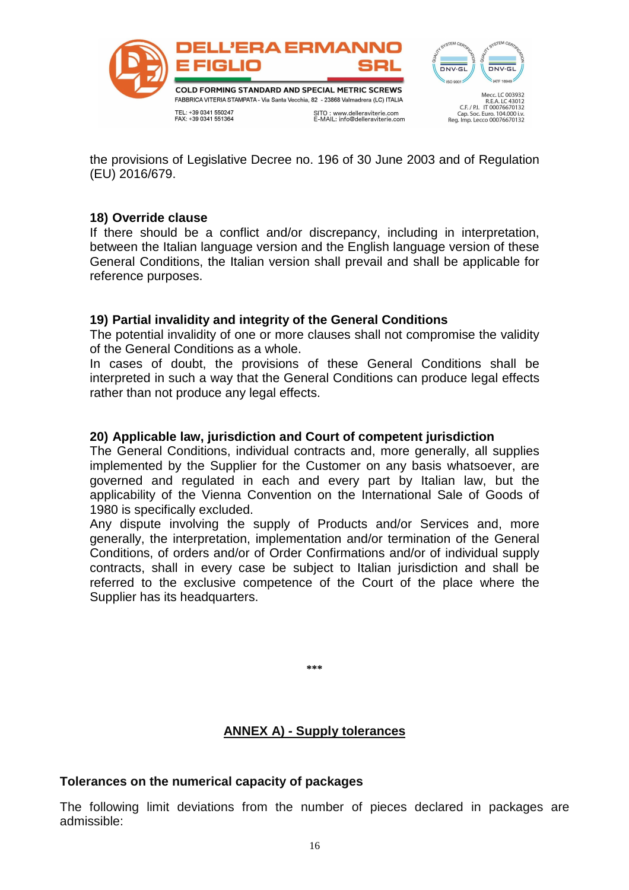the provisions of Legislative Decree no. 196 of 30 June 2003 and of Regulation (EU) 2016/679.

**18) Override clause**

If there should be a conflict and/or discrepancy, including in interpretation, between the Italian language version and the English language version of these General Conditions, the Italian version shall prevail and shall be applicable for reference purposes.

**19) Partial invalidity and integrity of the General Conditions**

The potential invalidity of one or more clauses shall not compromise the validity of the General Conditions as a whole.

In cases of doubt, the provisions of these General Conditions shall be interpreted in such a way that the General Conditions can produce legal effects rather than not produce any legal effects.

**20) Applicable law, jurisdiction and Court of competent jurisdiction**

The General Conditions, individual contracts and, more generally, all supplies implemented by the Supplier for the Customer on any basis whatsoever, are governed and regulated in each and every part by Italian law, but the applicability of the Vienna Convention on the International Sale of Goods of 1980 is specifically excluded.

Any dispute involving the supply of Products and/or Services and, more generally, the interpretation, implementation and/or termination of the General Conditions, of orders and/or of Order Confirmations and/or of individual supply contracts, shall in every case be subject to Italian jurisdiction and shall be referred to the exclusive competence of the Court of the place where the Supplier has its headquarters.

***

## ANNEX A) - Supply tolerances

**Tolerances on the numerical capacity of packages**

The following limit deviations from the number of pieces declared in packages are admissible: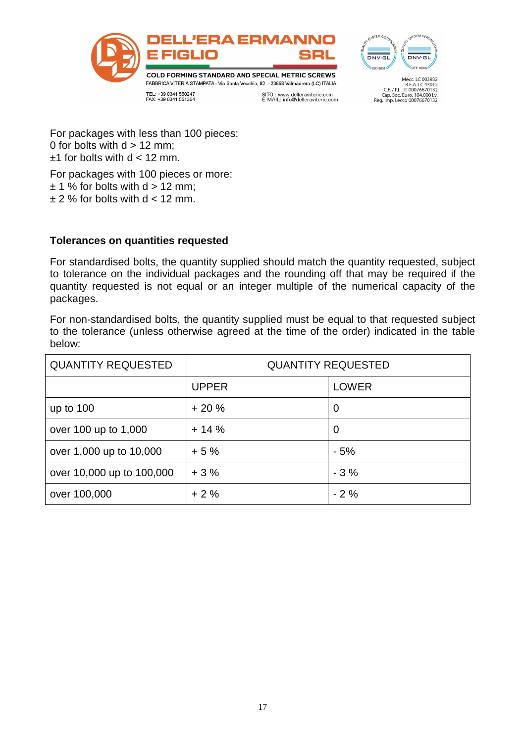For packages with less than 100 pieces:
0 for bolts with d > 12 mm;
±1 for bolts with d < 12 mm.

For packages with 100 pieces or more:
± 1 % for bolts with d > 12 mm;
± 2 % for bolts with d < 12 mm.

**Tolerances on quantities requested**

For standardised bolts, the quantity supplied should match the quantity requested, subject to tolerance on the individual packages and the rounding off that may be required if the quantity requested is not equal or an integer multiple of the numerical capacity of the packages.

For non-standardised bolts, the quantity supplied must be equal to that requested subject to the tolerance (unless otherwise agreed at the time of the order) indicated in the table below:

| QUANTITY REQUESTED | QUANTITY REQUESTED | |
|---|---|---|
| | UPPER | LOWER |
| up to 100 | + 20 % | 0 |
| over 100 up to 1,000 | + 14 % | 0 |
| over 1,000 up to 10,000 | + 5 % | - 5% |
| over 10,000 up to 100,000 | + 3 % | - 3 % |
| over 100,000 | + 2 % | - 2 % |